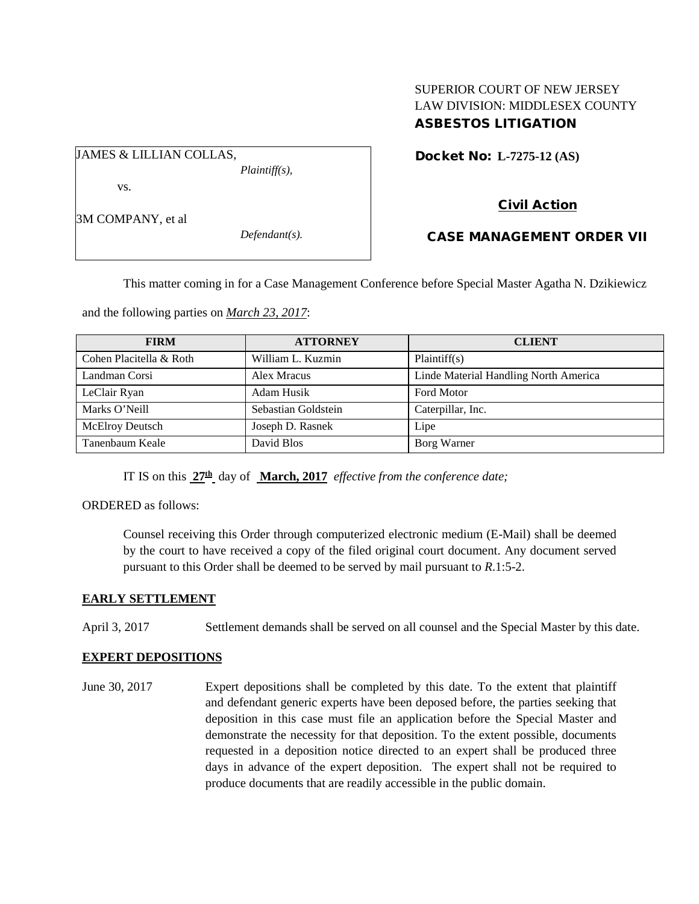SUPERIOR COURT OF NEW JERSEY
LAW DIVISION: MIDDLESEX COUNTY
**ASBESTOS LITIGATION**

JAMES & LILLIAN COLLAS,
*Plaintiff(s),*

vs.

3M COMPANY, et al
*Defendant(s).*

**Docket No: L-7275-12 (AS)**

**Civil Action**

**CASE MANAGEMENT ORDER VII**

This matter coming in for a Case Management Conference before Special Master Agatha N. Dzikiewicz and the following parties on *March 23, 2017*:

| FIRM | ATTORNEY | CLIENT |
| --- | --- | --- |
| Cohen Placitella & Roth | William L. Kuzmin | Plaintiff(s) |
| Landman Corsi | Alex Mracus | Linde Material Handling North America |
| LeClair Ryan | Adam Husik | Ford Motor |
| Marks O'Neill | Sebastian Goldstein | Caterpillar, Inc. |
| McElroy Deutsch | Joseph D. Rasnek | Lipe |
| Tanenbaum Keale | David Blos | Borg Warner |

IT IS on this **27th** day of **March, 2017** *effective from the conference date;*

ORDERED as follows:

Counsel receiving this Order through computerized electronic medium (E-Mail) shall be deemed by the court to have received a copy of the filed original court document. Any document served pursuant to this Order shall be deemed to be served by mail pursuant to *R*.1:5-2.

**EARLY SETTLEMENT**

April 3, 2017 Settlement demands shall be served on all counsel and the Special Master by this date.

**EXPERT DEPOSITIONS**

June 30, 2017 Expert depositions shall be completed by this date. To the extent that plaintiff and defendant generic experts have been deposed before, the parties seeking that deposition in this case must file an application before the Special Master and demonstrate the necessity for that deposition. To the extent possible, documents requested in a deposition notice directed to an expert shall be produced three days in advance of the expert deposition. The expert shall not be required to produce documents that are readily accessible in the public domain.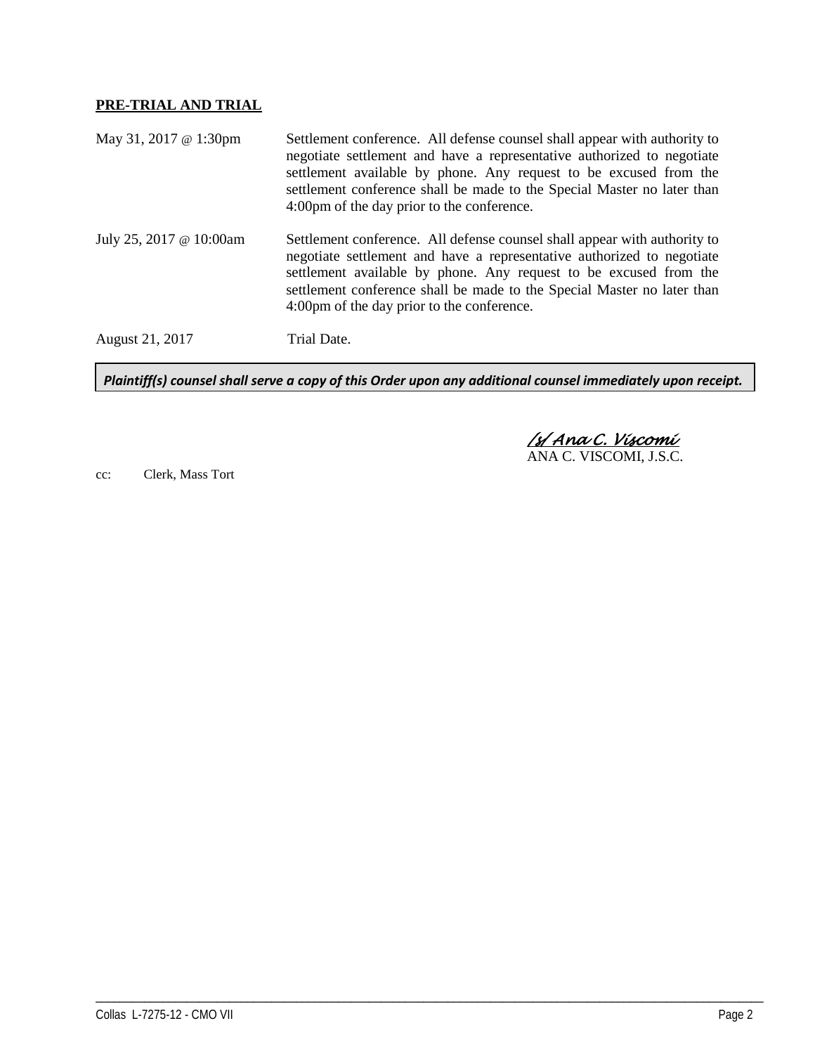**PRE-TRIAL AND TRIAL**

| | |
|---|---|
| May 31, 2017 @ 1:30pm | Settlement conference. All defense counsel shall appear with authority to negotiate settlement and have a representative authorized to negotiate settlement available by phone. Any request to be excused from the settlement conference shall be made to the Special Master no later than 4:00pm of the day prior to the conference. |
| July 25, 2017 @ 10:00am | Settlement conference. All defense counsel shall appear with authority to negotiate settlement and have a representative authorized to negotiate settlement available by phone. Any request to be excused from the settlement conference shall be made to the Special Master no later than 4:00pm of the day prior to the conference. |
| August 21, 2017 | Trial Date. |

***Plaintiff(s) counsel shall serve a copy of this Order upon any additional counsel immediately upon receipt.***

/s/ Ana C. Viscomi
ANA C. VISCOMI, J.S.C.

cc: Clerk, Mass Tort